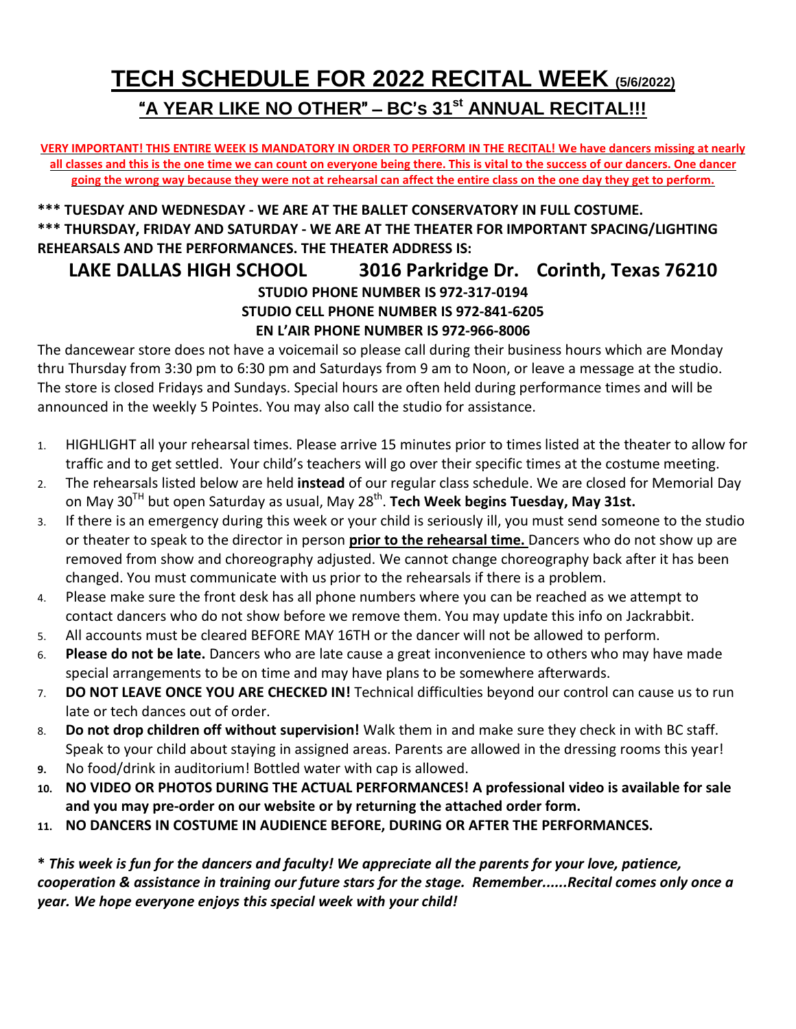# TECH SCHEDULE FOR 2022 RECITAL WEEK (5/6/2022)

## "A YEAR LIKE NO OTHER" – BC's 31st ANNUAL RECITAL!!!

**VERY IMPORTANT! THIS ENTIRE WEEK IS MANDATORY IN ORDER TO PERFORM IN THE RECITAL! We have dancers missing at nearly all classes and this is the one time we can count on everyone being there. This is vital to the success of our dancers. One dancer going the wrong way because they were not at rehearsal can affect the entire class on the one day they get to perform.**

**\*\*\* TUESDAY AND WEDNESDAY - WE ARE AT THE BALLET CONSERVATORY IN FULL COSTUME.**
**\*\*\* THURSDAY, FRIDAY AND SATURDAY - WE ARE AT THE THEATER FOR IMPORTANT SPACING/LIGHTING REHEARSALS AND THE PERFORMANCES. THE THEATER ADDRESS IS:**

**LAKE DALLAS HIGH SCHOOL 3016 Parkridge Dr. Corinth, Texas 76210**

**STUDIO PHONE NUMBER IS 972-317-0194**
**STUDIO CELL PHONE NUMBER IS 972-841-6205**
**EN L'AIR PHONE NUMBER IS 972-966-8006**

The dancewear store does not have a voicemail so please call during their business hours which are Monday thru Thursday from 3:30 pm to 6:30 pm and Saturdays from 9 am to Noon, or leave a message at the studio. The store is closed Fridays and Sundays. Special hours are often held during performance times and will be announced in the weekly 5 Pointes. You may also call the studio for assistance.

1. HIGHLIGHT all your rehearsal times. Please arrive 15 minutes prior to times listed at the theater to allow for traffic and to get settled. Your child's teachers will go over their specific times at the costume meeting.
2. The rehearsals listed below are held **instead** of our regular class schedule. We are closed for Memorial Day on May 30TH but open Saturday as usual, May 28th. **Tech Week begins Tuesday, May 31st.**
3. If there is an emergency during this week or your child is seriously ill, you must send someone to the studio or theater to speak to the director in person **prior to the rehearsal time.** Dancers who do not show up are removed from show and choreography adjusted. We cannot change choreography back after it has been changed. You must communicate with us prior to the rehearsals if there is a problem.
4. Please make sure the front desk has all phone numbers where you can be reached as we attempt to contact dancers who do not show before we remove them. You may update this info on Jackrabbit.
5. All accounts must be cleared BEFORE MAY 16TH or the dancer will not be allowed to perform.
6. **Please do not be late.** Dancers who are late cause a great inconvenience to others who may have made special arrangements to be on time and may have plans to be somewhere afterwards.
7. **DO NOT LEAVE ONCE YOU ARE CHECKED IN!** Technical difficulties beyond our control can cause us to run late or tech dances out of order.
8. **Do not drop children off without supervision!** Walk them in and make sure they check in with BC staff. Speak to your child about staying in assigned areas. Parents are allowed in the dressing rooms this year!
9. No food/drink in auditorium! Bottled water with cap is allowed.
10. **NO VIDEO OR PHOTOS DURING THE ACTUAL PERFORMANCES! A professional video is available for sale and you may pre-order on our website or by returning the attached order form.**
11. **NO DANCERS IN COSTUME IN AUDIENCE BEFORE, DURING OR AFTER THE PERFORMANCES.**

***\* This week is fun for the dancers and faculty! We appreciate all the parents for your love, patience, cooperation & assistance in training our future stars for the stage. Remember......Recital comes only once a year. We hope everyone enjoys this special week with your child!***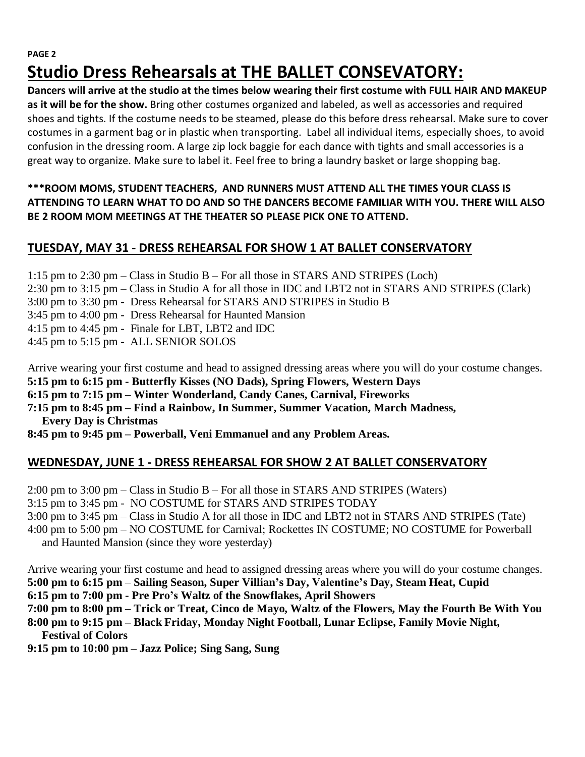**PAGE 2**

# Studio Dress Rehearsals at THE BALLET CONSEVATORY:

**Dancers will arrive at the studio at the times below wearing their first costume with FULL HAIR AND MAKEUP as it will be for the show.** Bring other costumes organized and labeled, as well as accessories and required shoes and tights. If the costume needs to be steamed, please do this before dress rehearsal. Make sure to cover costumes in a garment bag or in plastic when transporting. Label all individual items, especially shoes, to avoid confusion in the dressing room. A large zip lock baggie for each dance with tights and small accessories is a great way to organize. Make sure to label it. Feel free to bring a laundry basket or large shopping bag.

**\*\*\*ROOM MOMS, STUDENT TEACHERS, AND RUNNERS MUST ATTEND ALL THE TIMES YOUR CLASS IS ATTENDING TO LEARN WHAT TO DO AND SO THE DANCERS BECOME FAMILIAR WITH YOU. THERE WILL ALSO BE 2 ROOM MOM MEETINGS AT THE THEATER SO PLEASE PICK ONE TO ATTEND.**

## TUESDAY, MAY 31 - DRESS REHEARSAL FOR SHOW 1 AT BALLET CONSERVATORY

1:15 pm to 2:30 pm – Class in Studio B – For all those in STARS AND STRIPES (Loch)
2:30 pm to 3:15 pm – Class in Studio A for all those in IDC and LBT2 not in STARS AND STRIPES (Clark)
3:00 pm to 3:30 pm - Dress Rehearsal for STARS AND STRIPES in Studio B
3:45 pm to 4:00 pm - Dress Rehearsal for Haunted Mansion
4:15 pm to 4:45 pm - Finale for LBT, LBT2 and IDC
4:45 pm to 5:15 pm - ALL SENIOR SOLOS

Arrive wearing your first costume and head to assigned dressing areas where you will do your costume changes.
**5:15 pm to 6:15 pm - Butterfly Kisses (NO Dads), Spring Flowers, Western Days**
**6:15 pm to 7:15 pm – Winter Wonderland, Candy Canes, Carnival, Fireworks**
**7:15 pm to 8:45 pm – Find a Rainbow, In Summer, Summer Vacation, March Madness, Every Day is Christmas**
**8:45 pm to 9:45 pm – Powerball, Veni Emmanuel and any Problem Areas.**

## WEDNESDAY, JUNE 1 - DRESS REHEARSAL FOR SHOW 2 AT BALLET CONSERVATORY

2:00 pm to 3:00 pm – Class in Studio B – For all those in STARS AND STRIPES (Waters)
3:15 pm to 3:45 pm - NO COSTUME for STARS AND STRIPES TODAY
3:00 pm to 3:45 pm – Class in Studio A for all those in IDC and LBT2 not in STARS AND STRIPES (Tate)
4:00 pm to 5:00 pm – NO COSTUME for Carnival; Rockettes IN COSTUME; NO COSTUME for Powerball and Haunted Mansion (since they wore yesterday)

Arrive wearing your first costume and head to assigned dressing areas where you will do your costume changes.
**5:00 pm to 6:15 pm – Sailing Season, Super Villian's Day, Valentine's Day, Steam Heat, Cupid**
**6:15 pm to 7:00 pm - Pre Pro's Waltz of the Snowflakes, April Showers**
**7:00 pm to 8:00 pm – Trick or Treat, Cinco de Mayo, Waltz of the Flowers, May the Fourth Be With You**
**8:00 pm to 9:15 pm – Black Friday, Monday Night Football, Lunar Eclipse, Family Movie Night, Festival of Colors**
**9:15 pm to 10:00 pm – Jazz Police; Sing Sang, Sung**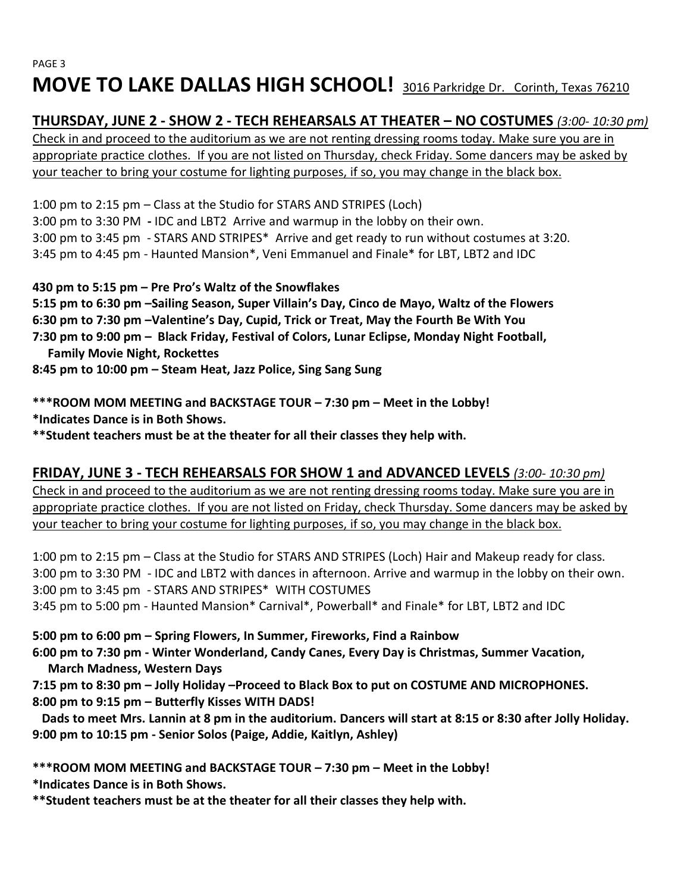# MOVE TO LAKE DALLAS HIGH SCHOOL! 3016 Parkridge Dr. Corinth, Texas 76210

## THURSDAY, JUNE 2 - SHOW 2 - TECH REHEARSALS AT THEATER – NO COSTUMES *(3:00- 10:30 pm)*

Check in and proceed to the auditorium as we are not renting dressing rooms today. Make sure you are in appropriate practice clothes. If you are not listed on Thursday, check Friday. Some dancers may be asked by your teacher to bring your costume for lighting purposes, if so, you may change in the black box.

1:00 pm to 2:15 pm – Class at the Studio for STARS AND STRIPES (Loch)
3:00 pm to 3:30 PM - IDC and LBT2 Arrive and warmup in the lobby on their own.
3:00 pm to 3:45 pm - STARS AND STRIPES* Arrive and get ready to run without costumes at 3:20.
3:45 pm to 4:45 pm - Haunted Mansion*, Veni Emmanuel and Finale* for LBT, LBT2 and IDC

**430 pm to 5:15 pm – Pre Pro's Waltz of the Snowflakes**
**5:15 pm to 6:30 pm –Sailing Season, Super Villain's Day, Cinco de Mayo, Waltz of the Flowers**
**6:30 pm to 7:30 pm –Valentine's Day, Cupid, Trick or Treat, May the Fourth Be With You**
**7:30 pm to 9:00 pm – Black Friday, Festival of Colors, Lunar Eclipse, Monday Night Football, Family Movie Night, Rockettes**
**8:45 pm to 10:00 pm – Steam Heat, Jazz Police, Sing Sang Sung**

**\*\*\*ROOM MOM MEETING and BACKSTAGE TOUR – 7:30 pm – Meet in the Lobby!**
**\*Indicates Dance is in Both Shows.**
**\*\*Student teachers must be at the theater for all their classes they help with.**

## FRIDAY, JUNE 3 - TECH REHEARSALS FOR SHOW 1 and ADVANCED LEVELS *(3:00- 10:30 pm)*

Check in and proceed to the auditorium as we are not renting dressing rooms today. Make sure you are in appropriate practice clothes. If you are not listed on Friday, check Thursday. Some dancers may be asked by your teacher to bring your costume for lighting purposes, if so, you may change in the black box.

1:00 pm to 2:15 pm – Class at the Studio for STARS AND STRIPES (Loch) Hair and Makeup ready for class.
3:00 pm to 3:30 PM - IDC and LBT2 with dances in afternoon. Arrive and warmup in the lobby on their own.
3:00 pm to 3:45 pm - STARS AND STRIPES* WITH COSTUMES
3:45 pm to 5:00 pm - Haunted Mansion* Carnival*, Powerball* and Finale* for LBT, LBT2 and IDC

**5:00 pm to 6:00 pm – Spring Flowers, In Summer, Fireworks, Find a Rainbow**
**6:00 pm to 7:30 pm - Winter Wonderland, Candy Canes, Every Day is Christmas, Summer Vacation, March Madness, Western Days**
**7:15 pm to 8:30 pm – Jolly Holiday –Proceed to Black Box to put on COSTUME AND MICROPHONES.**
**8:00 pm to 9:15 pm – Butterfly Kisses WITH DADS!**
**Dads to meet Mrs. Lannin at 8 pm in the auditorium. Dancers will start at 8:15 or 8:30 after Jolly Holiday.**
**9:00 pm to 10:15 pm - Senior Solos (Paige, Addie, Kaitlyn, Ashley)**

**\*\*\*ROOM MOM MEETING and BACKSTAGE TOUR – 7:30 pm – Meet in the Lobby!**
**\*Indicates Dance is in Both Shows.**
**\*\*Student teachers must be at the theater for all their classes they help with.**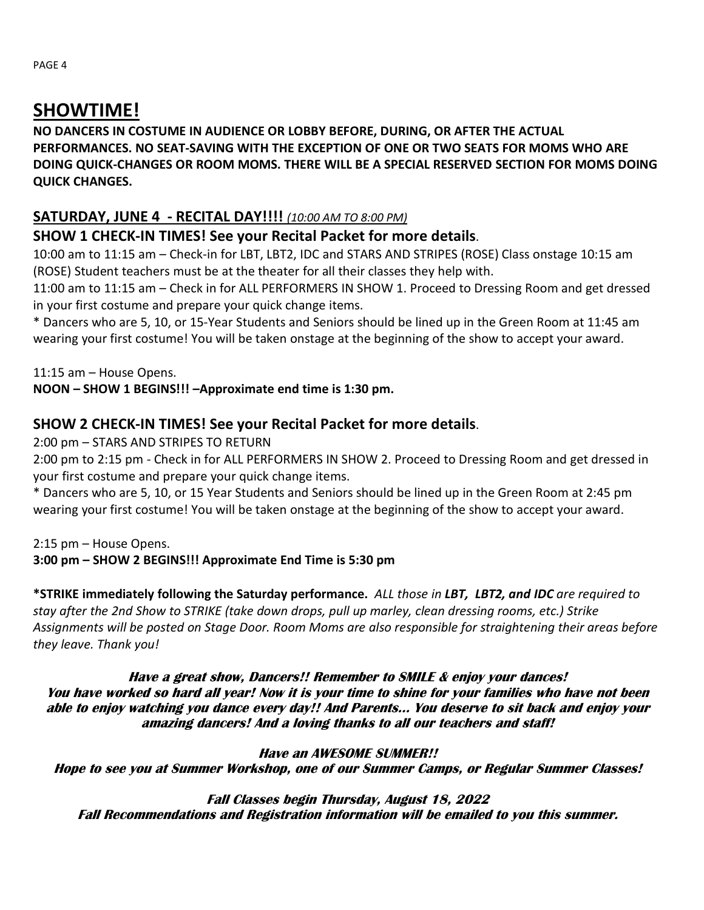# SHOWTIME!

**NO DANCERS IN COSTUME IN AUDIENCE OR LOBBY BEFORE, DURING, OR AFTER THE ACTUAL PERFORMANCES. NO SEAT-SAVING WITH THE EXCEPTION OF ONE OR TWO SEATS FOR MOMS WHO ARE DOING QUICK-CHANGES OR ROOM MOMS. THERE WILL BE A SPECIAL RESERVED SECTION FOR MOMS DOING QUICK CHANGES.**

## SATURDAY, JUNE 4 - RECITAL DAY!!!! *(10:00 AM TO 8:00 PM)*

### SHOW 1 CHECK-IN TIMES! See your Recital Packet for more details.

10:00 am to 11:15 am – Check-in for LBT, LBT2, IDC and STARS AND STRIPES (ROSE) Class onstage 10:15 am (ROSE) Student teachers must be at the theater for all their classes they help with.

11:00 am to 11:15 am – Check in for ALL PERFORMERS IN SHOW 1. Proceed to Dressing Room and get dressed in your first costume and prepare your quick change items.

* Dancers who are 5, 10, or 15-Year Students and Seniors should be lined up in the Green Room at 11:45 am wearing your first costume! You will be taken onstage at the beginning of the show to accept your award.

11:15 am – House Opens.

**NOON – SHOW 1 BEGINS!!! –Approximate end time is 1:30 pm.**

### SHOW 2 CHECK-IN TIMES! See your Recital Packet for more details.

2:00 pm – STARS AND STRIPES TO RETURN

2:00 pm to 2:15 pm - Check in for ALL PERFORMERS IN SHOW 2. Proceed to Dressing Room and get dressed in your first costume and prepare your quick change items.

* Dancers who are 5, 10, or 15 Year Students and Seniors should be lined up in the Green Room at 2:45 pm wearing your first costume! You will be taken onstage at the beginning of the show to accept your award.

2:15 pm – House Opens.

**3:00 pm – SHOW 2 BEGINS!!! Approximate End Time is 5:30 pm**

**\*STRIKE immediately following the Saturday performance.** *ALL those in **LBT, LBT2, and IDC** are required to stay after the 2nd Show to STRIKE (take down drops, pull up marley, clean dressing rooms, etc.) Strike Assignments will be posted on Stage Door. Room Moms are also responsible for straightening their areas before they leave. Thank you!*

***Have a great show, Dancers!! Remember to SMILE & enjoy your dances!***
***You have worked so hard all year! Now it is your time to shine for your families who have not been able to enjoy watching you dance every day!! And Parents... You deserve to sit back and enjoy your amazing dancers! And a loving thanks to all our teachers and staff!***

***Have an AWESOME SUMMER!!***
***Hope to see you at Summer Workshop, one of our Summer Camps, or Regular Summer Classes!***

***Fall Classes begin Thursday, August 18, 2022***
***Fall Recommendations and Registration information will be emailed to you this summer.***